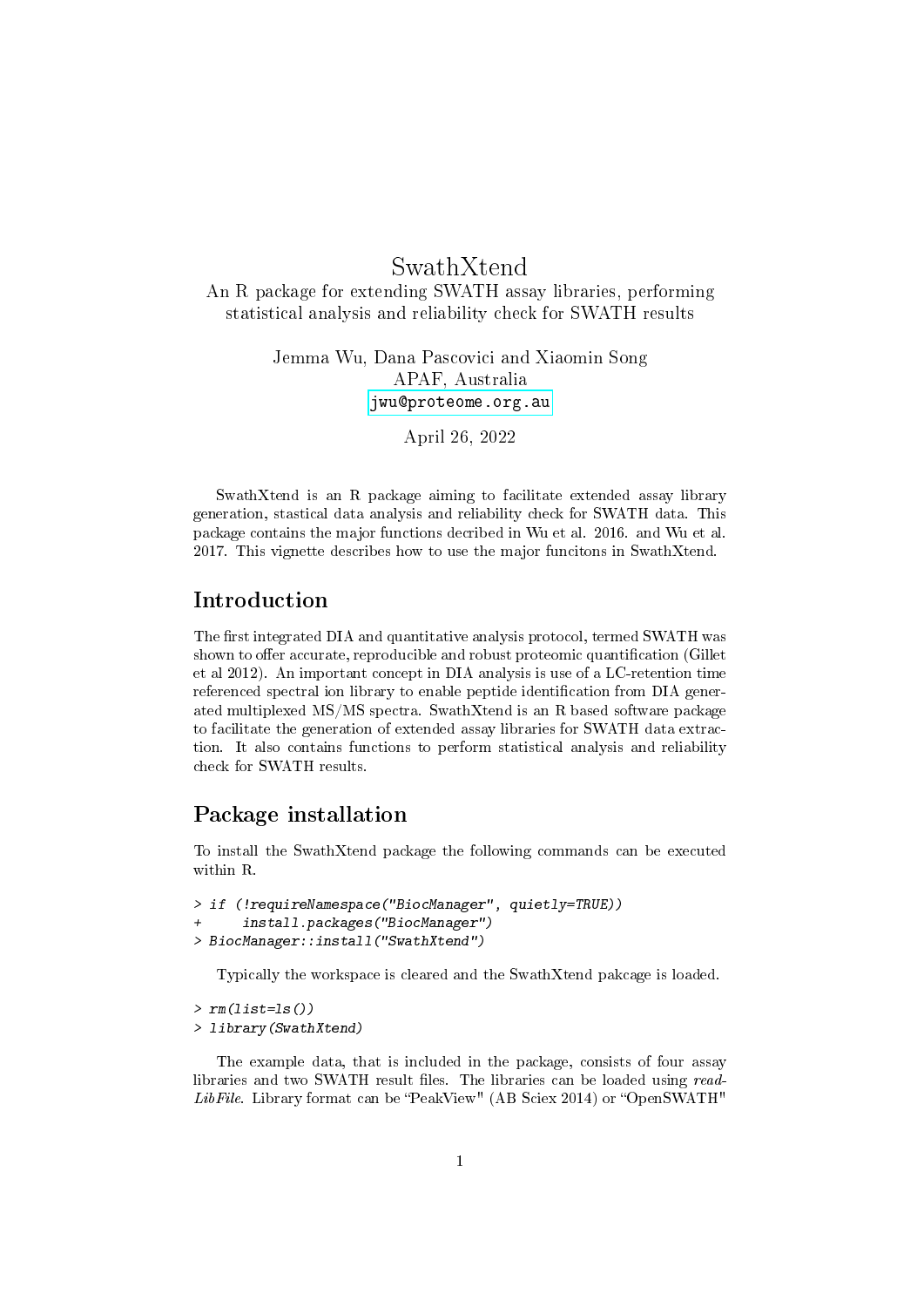# SwathXtend

An R package for extending SWATH assay libraries, performing statistical analysis and reliability check for SWATH results

Jemma Wu, Dana Pascovici and Xiaomin Song
APAF, Australia
jwu@proteome.org.au

April 26, 2022

SwathXtend is an R package aiming to facilitate extended assay library generation, stastical data analysis and reliability check for SWATH data. This package contains the major functions decribed in Wu et al. 2016. and Wu et al. 2017. This vignette describes how to use the major funcitons in SwathXtend.

## Introduction

The first integrated DIA and quantitative analysis protocol, termed SWATH was shown to offer accurate, reproducible and robust proteomic quantification (Gillet et al 2012). An important concept in DIA analysis is use of a LC-retention time referenced spectral ion library to enable peptide identification from DIA generated multiplexed MS/MS spectra. SwathXtend is an R based software package to facilitate the generation of extended assay libraries for SWATH data extraction. It also contains functions to perform statistical analysis and reliability check for SWATH results.

## Package installation

To install the SwathXtend package the following commands can be executed within R.

```
> if (!requireNamespace("BiocManager", quietly=TRUE))
+     install.packages("BiocManager")
> BiocManager::install("SwathXtend")
```

Typically the workspace is cleared and the SwathXtend pakcage is loaded.

```
> rm(list=ls())
> library(SwathXtend)
```

The example data, that is included in the package, consists of four assay libraries and two SWATH result files. The libraries can be loaded using *readLibFile*. Library format can be "PeakView" (AB Sciex 2014) or "OpenSWATH"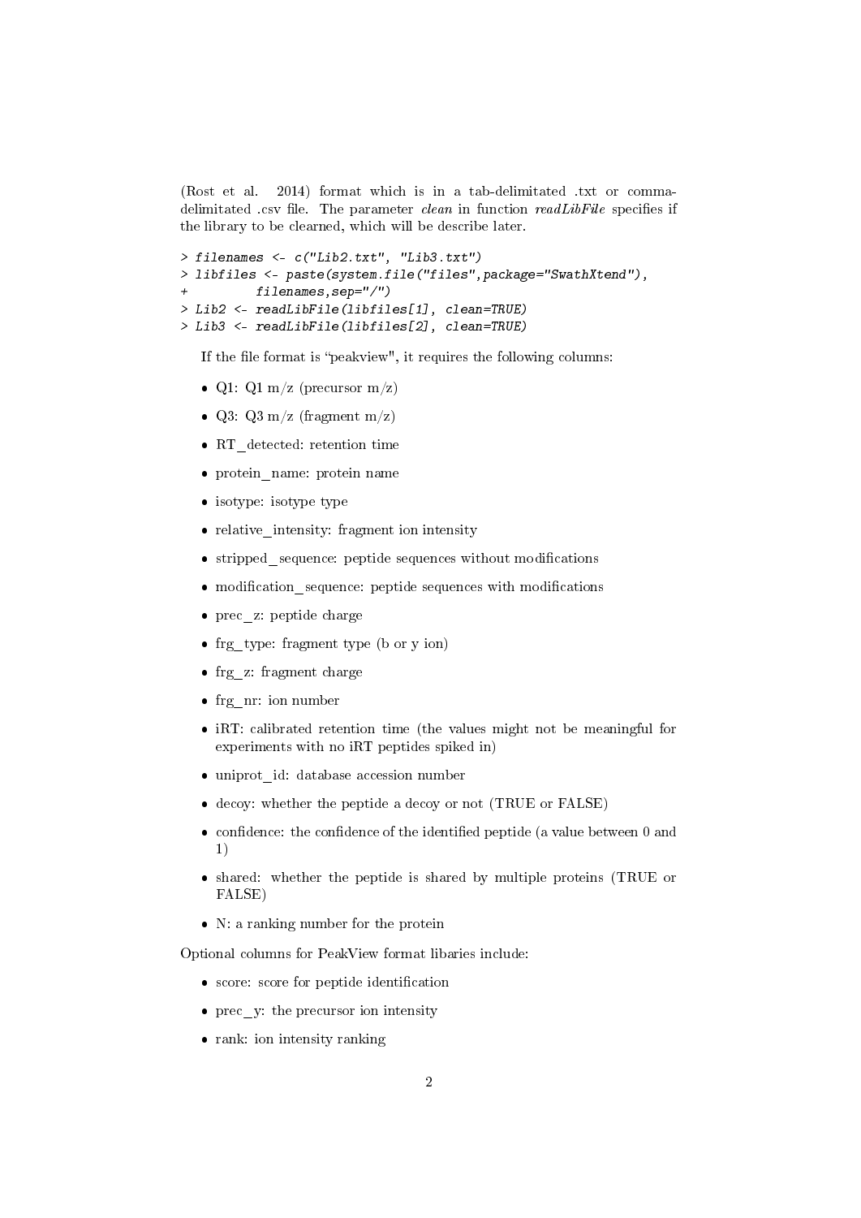(Rost et al. 2014) format which is in a tab-delimitated .txt or comma-delimitated .csv file. The parameter *clean* in function *readLibFile* specifies if the library to be clearned, which will be describe later.

```
> filenames <- c("Lib2.txt", "Lib3.txt")
> libfiles <- paste(system.file("files",package="SwathXtend"),
+         filenames,sep="/")
> Lib2 <- readLibFile(libfiles[1], clean=TRUE)
> Lib3 <- readLibFile(libfiles[2], clean=TRUE)
```

If the file format is "peakview", it requires the following columns:

- Q1: Q1 m/z (precursor m/z)
- Q3: Q3 m/z (fragment m/z)
- RT_detected: retention time
- protein_name: protein name
- isotype: isotype type
- relative_intensity: fragment ion intensity
- stripped_sequence: peptide sequences without modifications
- modification_sequence: peptide sequences with modifications
- prec_z: peptide charge
- frg_type: fragment type (b or y ion)
- frg_z: fragment charge
- frg_nr: ion number
- iRT: calibrated retention time (the values might not be meaningful for experiments with no iRT peptides spiked in)
- uniprot_id: database accession number
- decoy: whether the peptide a decoy or not (TRUE or FALSE)
- confidence: the confidence of the identified peptide (a value between 0 and 1)
- shared: whether the peptide is shared by multiple proteins (TRUE or FALSE)
- N: a ranking number for the protein

Optional columns for PeakView format libaries include:

- score: score for peptide identification
- prec_y: the precursor ion intensity
- rank: ion intensity ranking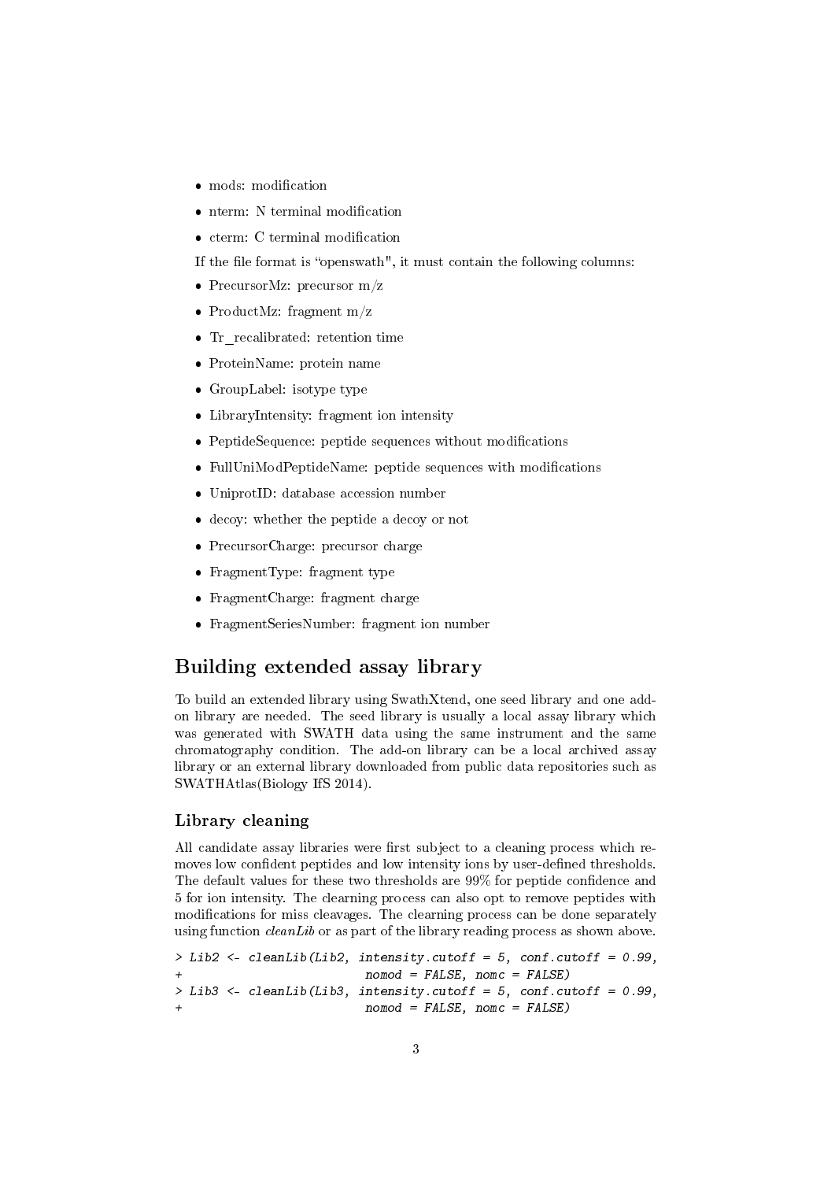- mods: modification
- nterm: N terminal modification
- cterm: C terminal modification

If the file format is "openswath", it must contain the following columns:

- PrecursorMz: precursor m/z
- ProductMz: fragment m/z
- Tr_recalibrated: retention time
- ProteinName: protein name
- GroupLabel: isotype type
- LibraryIntensity: fragment ion intensity
- PeptideSequence: peptide sequences without modifications
- FullUniModPeptideName: peptide sequences with modifications
- UniprotID: database accession number
- decoy: whether the peptide a decoy or not
- PrecursorCharge: precursor charge
- FragmentType: fragment type
- FragmentCharge: fragment charge
- FragmentSeriesNumber: fragment ion number

## Building extended assay library

To build an extended library using SwathXtend, one seed library and one add-on library are needed. The seed library is usually a local assay library which was generated with SWATH data using the same instrument and the same chromatography condition. The add-on library can be a local archived assay library or an external library downloaded from public data repositories such as SWATHAtlas(Biology IfS 2014).

### Library cleaning

All candidate assay libraries were first subject to a cleaning process which removes low confident peptides and low intensity ions by user-defined thresholds. The default values for these two thresholds are 99% for peptide confidence and 5 for ion intensity. The clearning process can also opt to remove peptides with modifications for miss cleavages. The clearning process can be done separately using function *cleanLib* or as part of the library reading process as shown above.

```
> Lib2 <- cleanLib(Lib2, intensity.cutoff = 5, conf.cutoff = 0.99,
+                        nomod = FALSE, nomc = FALSE)
> Lib3 <- cleanLib(Lib3, intensity.cutoff = 5, conf.cutoff = 0.99,
+                        nomod = FALSE, nomc = FALSE)
```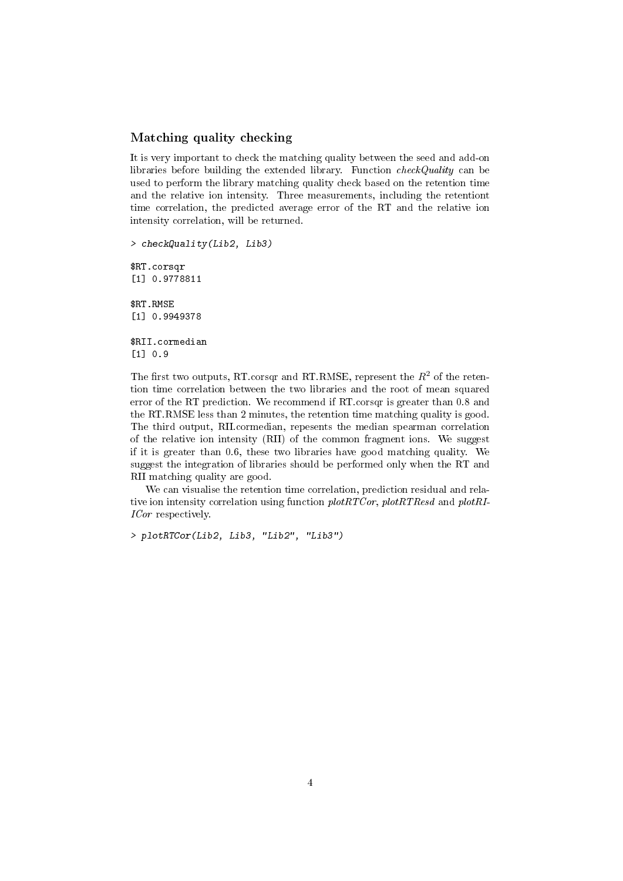### Matching quality checking

It is very important to check the matching quality between the seed and add-on libraries before building the extended library. Function *checkQuality* can be used to perform the library matching quality check based on the retention time and the relative ion intensity. Three measurements, including the retentiont time correlation, the predicted average error of the RT and the relative ion intensity correlation, will be returned.

```
> checkQuality(Lib2, Lib3)

$RT.corsqr
[1] 0.9778811

$RT.RMSE
[1] 0.9949378

$RII.cormedian
[1] 0.9
```

The first two outputs, RT.corsqr and RT.RMSE, represent the $R^2$ of the retention time correlation between the two libraries and the root of mean squared error of the RT prediction. We recommend if RT.corsqr is greater than 0.8 and the RT.RMSE less than 2 minutes, the retention time matching quality is good. The third output, RII.cormedian, repesents the median spearman correlation of the relative ion intensity (RII) of the common fragment ions. We suggest if it is greater than 0.6, these two libraries have good matching quality. We suggest the integration of libraries should be performed only when the RT and RII matching quality are good.

We can visualise the retention time correlation, prediction residual and relative ion intensity correlation using function *plotRTCor*, *plotRTResd* and *plotRIICor* respectively.

```
> plotRTCor(Lib2, Lib3, "Lib2", "Lib3")
```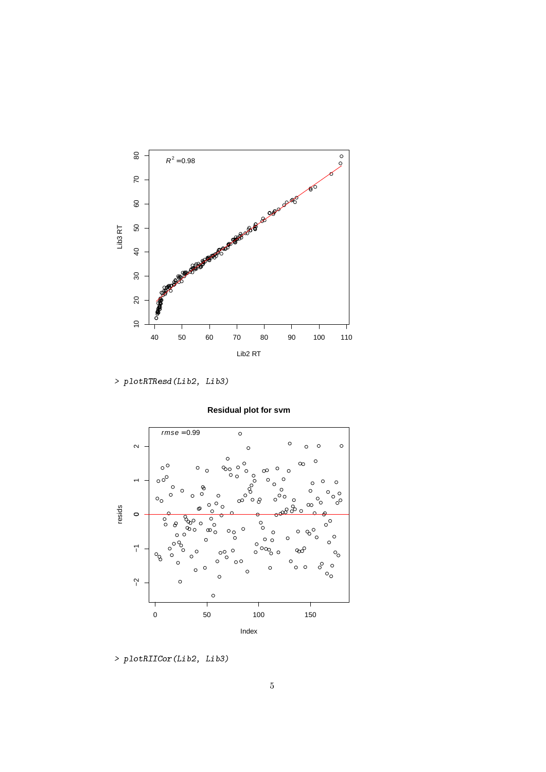$R^2$ =0.98

Lib3 RT

Lib2 RT

10 20 30 40 50 60 70 80

40 50 60 70 80 90 100 110

```
> plotRTResd(Lib2, Lib3)
```

**Residual plot for svm**

*rmse* =0.99

resids

Index

−2 −1 0 1 2

0 50 100 150

```
> plotRIICor(Lib2, Lib3)
```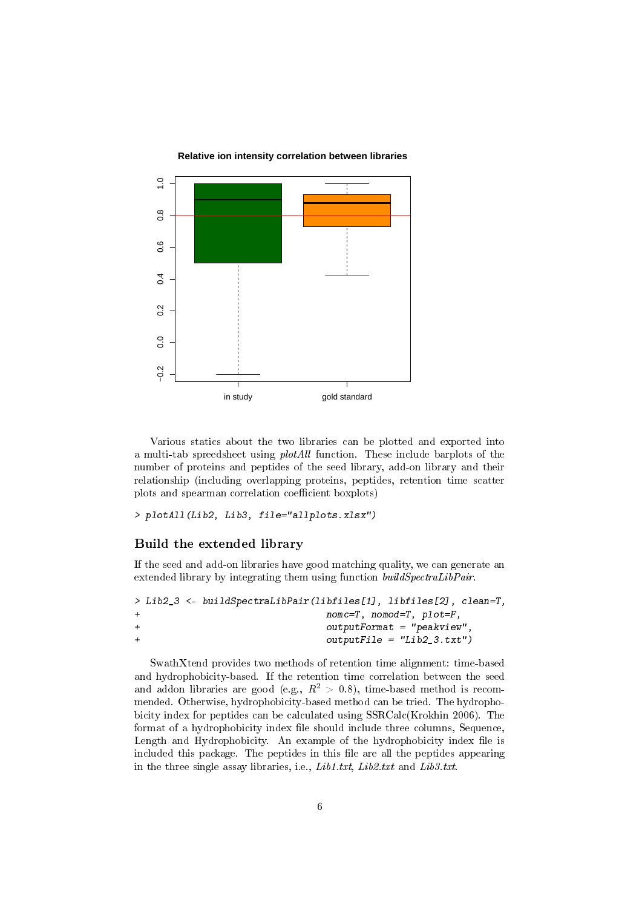Various statics about the two libraries can be plotted and exported into a multi-tab spreedsheet using *plotAll* function. These include barplots of the number of proteins and peptides of the seed library, add-on library and their relationship (including overlapping proteins, peptides, retention time scatter plots and spearman correlation coefficient boxplots)

```
> plotAll(Lib2, Lib3, file="allplots.xlsx")
```

## Build the extended library

If the seed and add-on libraries have good matching quality, we can generate an extended library by integrating them using function *buildSpectraLibPair*.

```
> Lib2_3 <- buildSpectraLibPair(libfiles[1], libfiles[2], clean=T,
+                               nomc=T, nomod=T, plot=F,
+                               outputFormat = "peakview",
+                               outputFile = "Lib2_3.txt")
```

SwathXtend provides two methods of retention time alignment: time-based and hydrophobicity-based. If the retention time correlation between the seed and addon libraries are good (e.g., $R^2 > 0.8$), time-based method is recommended. Otherwise, hydrophobicity-based method can be tried. The hydrophobicity index for peptides can be calculated using SSRCalc(Krokhin 2006). The format of a hydrophobicity index file should include three columns, Sequence, Length and Hydrophobicity. An example of the hydrophobicity index file is included this package. The peptides in this file are all the peptides appearing in the three single assay libraries, i.e., *Lib1.txt*, *Lib2.txt* and *Lib3.txt*.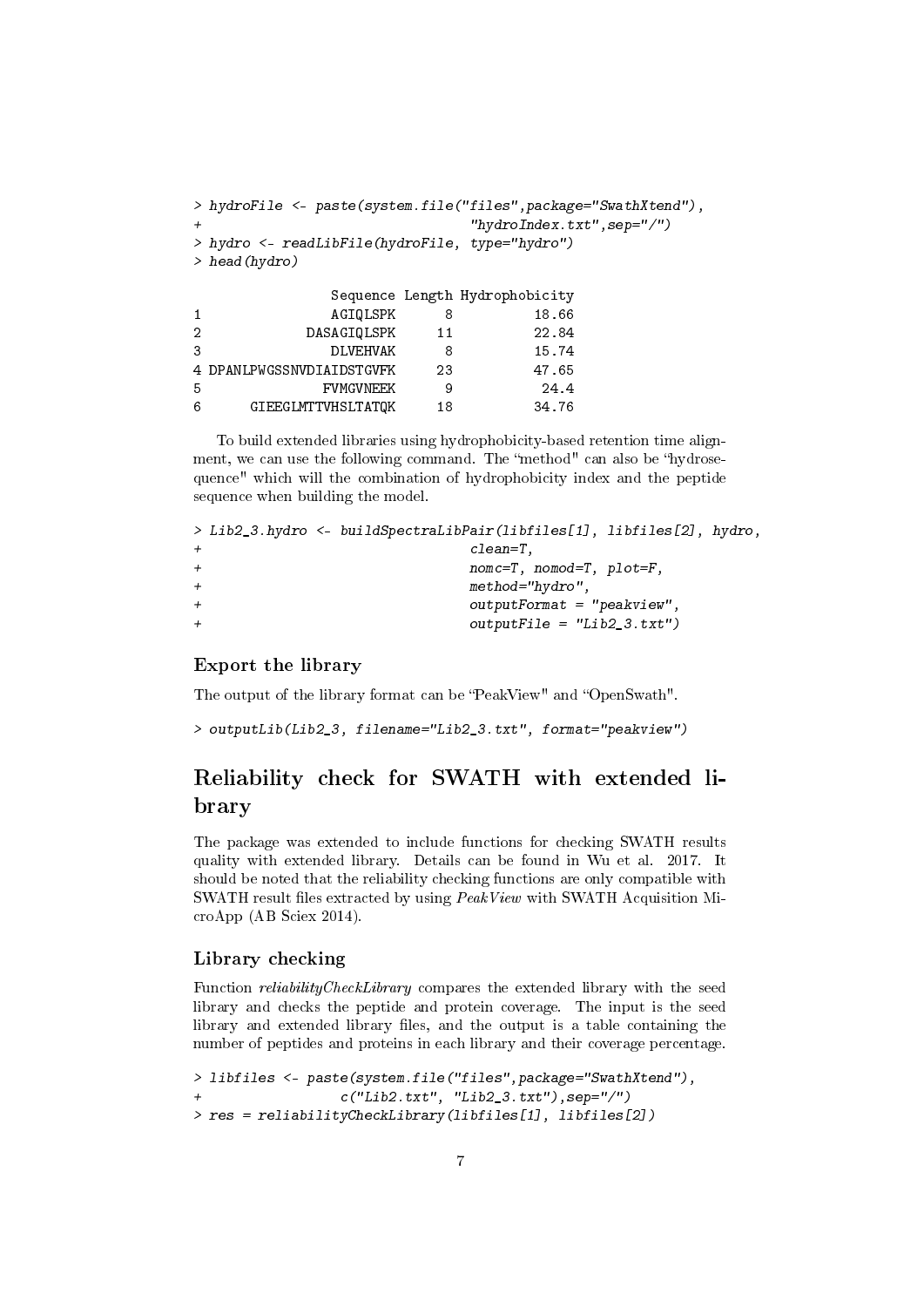```
> hydroFile <- paste(system.file("files",package="SwathXtend"),
+                                  "hydroIndex.txt",sep="/")
> hydro <- readLibFile(hydroFile, type="hydro")
> head(hydro)

                Sequence Length Hydrophobicity
1               AGIQLSPK      8          18.66
2            DASAGIQLSPK     11          22.84
3               DLVEHVAK      8          15.74
4 DPANLPWGSSNVDIAIDSTGVFK     23          47.65
5              FVMGVNEEK      9           24.4
6     GIEEGLMTTVHSLTATQK     18          34.76
```

To build extended libraries using hydrophobicity-based retention time alignment, we can use the following command. The "method" can also be "hydrosequence" which will the combination of hydrophobicity index and the peptide sequence when building the model.

```
> Lib2_3.hydro <- buildSpectraLibPair(libfiles[1], libfiles[2], hydro,
+                                  clean=T,
+                                  nomc=T, nomod=T, plot=F,
+                                  method="hydro",
+                                  outputFormat = "peakview",
+                                  outputFile = "Lib2_3.txt")
```

### Export the library

The output of the library format can be "PeakView" and "OpenSwath".

```
> outputLib(Lib2_3, filename="Lib2_3.txt", format="peakview")
```

## Reliability check for SWATH with extended library

The package was extended to include functions for checking SWATH results quality with extended library. Details can be found in Wu et al. 2017. It should be noted that the reliability checking functions are only compatible with SWATH result files extracted by using *PeakView* with SWATH Acquisition MicroApp (AB Sciex 2014).

### Library checking

Function *reliabilityCheckLibrary* compares the extended library with the seed library and checks the peptide and protein coverage. The input is the seed library and extended library files, and the output is a table containing the number of peptides and proteins in each library and their coverage percentage.

```
> libfiles <- paste(system.file("files",package="SwathXtend"),
+                 c("Lib2.txt", "Lib2_3.txt"),sep="/")
> res = reliabilityCheckLibrary(libfiles[1], libfiles[2])
```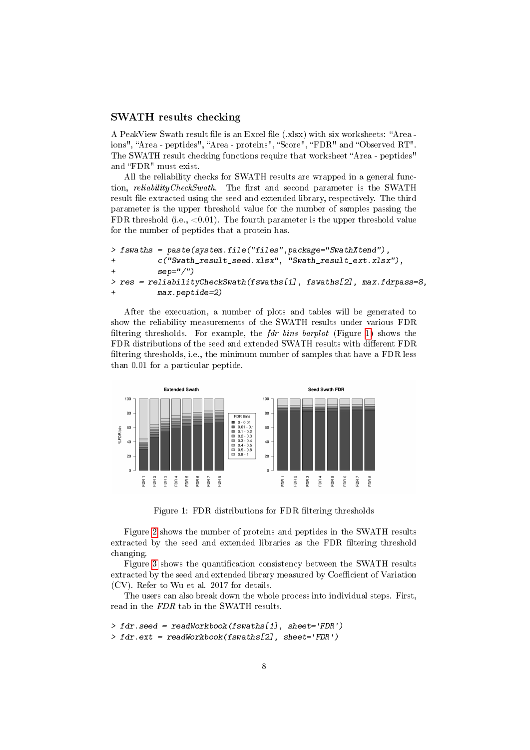### SWATH results checking

A PeakView Swath result file is an Excel file (.xlsx) with six worksheets: "Area - ions", "Area - peptides", "Area - proteins", "Score", "FDR" and "Observed RT". The SWATH result checking functions require that worksheet "Area - peptides" and "FDR" must exist.

All the reliability checks for SWATH results are wrapped in a general function, *reliabilityCheckSwath*. The first and second parameter is the SWATH result file extracted using the seed and extended library, respectively. The third parameter is the upper threshold value for the number of samples passing the FDR threshold (i.e., <0.01). The fourth parameter is the upper threshold value for the number of peptides that a protein has.

```
> fswaths = paste(system.file("files",package="SwathXtend"),
+          c("Swath_result_seed.xlsx", "Swath_result_ext.xlsx"),
+          sep="/")
> res = reliabilityCheckSwath(fswaths[1], fswaths[2], max.fdrpass=8,
+          max.peptide=2)
```

After the execuation, a number of plots and tables will be generated to show the reliability measurements of the SWATH results under various FDR filtering thresholds. For example, the *fdr bins barplot* (Figure 1) shows the FDR distributions of the seed and extended SWATH results with different FDR filtering thresholds, i.e., the minimum number of samples that have a FDR less than 0.01 for a particular peptide.

Extended Swath

Seed Swath FDR

%FDR bin

100
80
60
40
20
0

FDR 1
FDR 2
FDR 3
FDR 4
FDR 5
FDR 6
FDR 7
FDR 8

FDR Bins
0 - 0.01
0.01 - 0.1
0.1 - 0.2
0.2 - 0.3
0.3 - 0.4
0.4 - 0.5
0.5 - 0.8
0.8 - 1

Figure 1: FDR distributions for FDR filtering thresholds

Figure 2 shows the number of proteins and peptides in the SWATH results extracted by the seed and extended libraries as the FDR filtering threshold changing.

Figure 3 shows the quantification consistency between the SWATH results extracted by the seed and extended library measured by Coefficient of Variation (CV). Refer to Wu et al. 2017 for details.

The users can also break down the whole process into individual steps. First, read in the *FDR* tab in the SWATH results.

```
> fdr.seed = readWorkbook(fswaths[1], sheet='FDR')
> fdr.ext = readWorkbook(fswaths[2], sheet='FDR')
```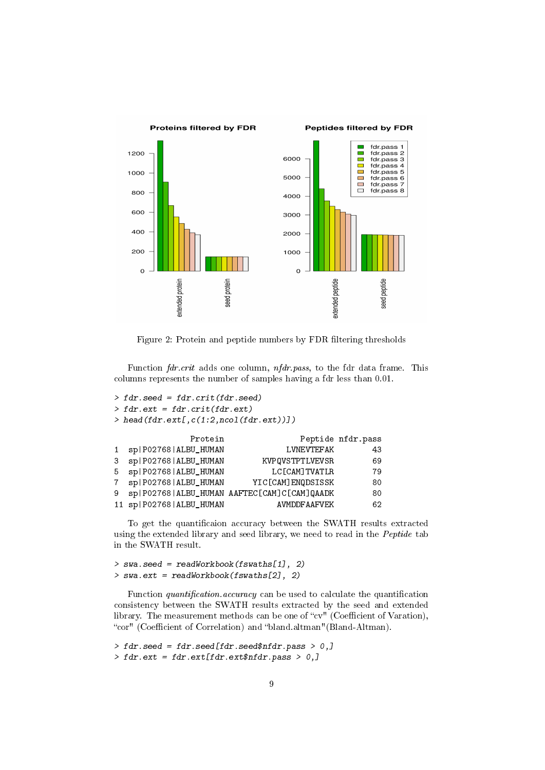Proteins filtered by FDR

1200
1000
800
600
400
200
0

extended protein
seed protein

Peptides filtered by FDR

6000
5000
4000
3000
2000
1000
0

fdr.pass 1
fdr.pass 2
fdr.pass 3
fdr.pass 4
fdr.pass 5
fdr.pass 6
fdr.pass 7
fdr.pass 8

extended peptide
seed peptide

Figure 2: Protein and peptide numbers by FDR filtering thresholds

Function *fdr.crit* adds one column, *nfdr.pass*, to the fdr data frame. This columns represents the number of samples having a fdr less than 0.01.

```
> fdr.seed = fdr.crit(fdr.seed)
> fdr.ext = fdr.crit(fdr.ext)
> head(fdr.ext[,c(1:2,ncol(fdr.ext))])
```

```
              Protein                  Peptide nfdr.pass
1  sp|P02768|ALBU_HUMAN             LVNEVTEFAK        43
3  sp|P02768|ALBU_HUMAN          KVPQVSTPTLVEVSR       69
5  sp|P02768|ALBU_HUMAN             LC[CAM]TVATLR       79
7  sp|P02768|ALBU_HUMAN       YIC[CAM]ENQDSISSK       80
9  sp|P02768|ALBU_HUMAN AAFTEC[CAM]C[CAM]QAADK        80
11 sp|P02768|ALBU_HUMAN            AVMDDFAAFVEK        62
```

To get the quantificaion accuracy between the SWATH results extracted using the extended library and seed library, we need to read in the *Peptide* tab in the SWATH result.

```
> swa.seed = readWorkbook(fswaths[1], 2)
> swa.ext = readWorkbook(fswaths[2], 2)
```

Function *quantification.accuracy* can be used to calculate the quantification consistency between the SWATH results extracted by the seed and extended library. The measurement methods can be one of "cv" (Coefficient of Varation), "cor" (Coefficient of Correlation) and "bland.altman"(Bland-Altman).

```
> fdr.seed = fdr.seed[fdr.seed$nfdr.pass > 0,]
> fdr.ext = fdr.ext[fdr.ext$nfdr.pass > 0,]
```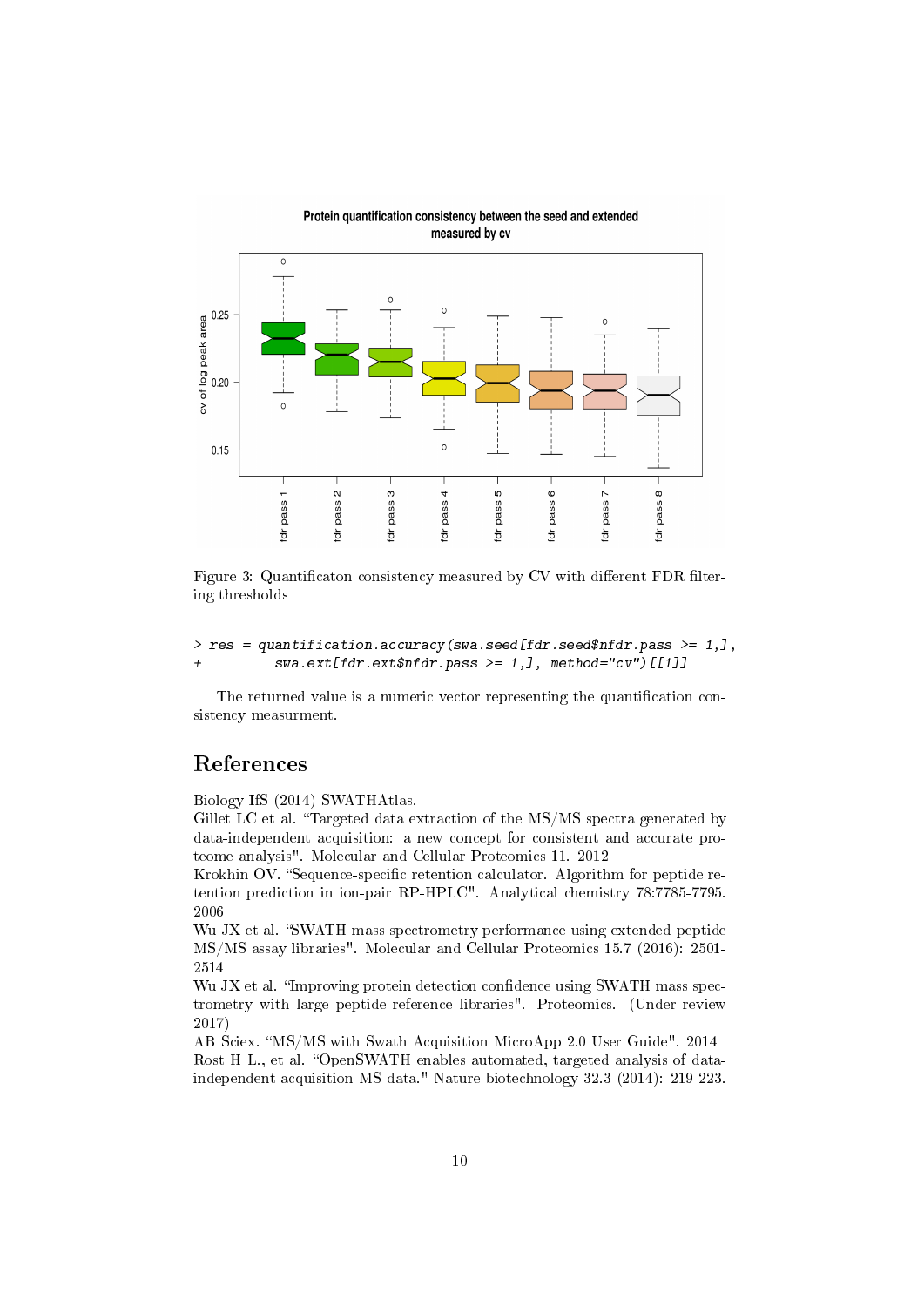Protein quantification consistency between the seed and extended
measured by cv

cv of log peak area

0.25

0.20

0.15

fdr pass 1

fdr pass 2

fdr pass 3

fdr pass 4

fdr pass 5

fdr pass 6

fdr pass 7

fdr pass 8

Figure 3: Quantificaton consistency measured by CV with different FDR filtering thresholds

```
> res = quantification.accuracy(swa.seed[fdr.seed$nfdr.pass >= 1,],
+          swa.ext[fdr.ext$nfdr.pass >= 1,], method="cv")[[1]]
```

The returned value is a numeric vector representing the quantification consistency measurment.

# References

Biology IfS (2014) SWATHAtlas.

Gillet LC et al. "Targeted data extraction of the MS/MS spectra generated by data-independent acquisition: a new concept for consistent and accurate proteome analysis". Molecular and Cellular Proteomics 11. 2012

Krokhin OV. "Sequence-specific retention calculator. Algorithm for peptide retention prediction in ion-pair RP-HPLC". Analytical chemistry 78:7785-7795. 2006

Wu JX et al. "SWATH mass spectrometry performance using extended peptide MS/MS assay libraries". Molecular and Cellular Proteomics 15.7 (2016): 2501-2514

Wu JX et al. "Improving protein detection confidence using SWATH mass spectrometry with large peptide reference libraries". Proteomics. (Under review 2017)

AB Sciex. "MS/MS with Swath Acquisition MicroApp 2.0 User Guide". 2014

Rost H L., et al. "OpenSWATH enables automated, targeted analysis of data-independent acquisition MS data." Nature biotechnology 32.3 (2014): 219-223.